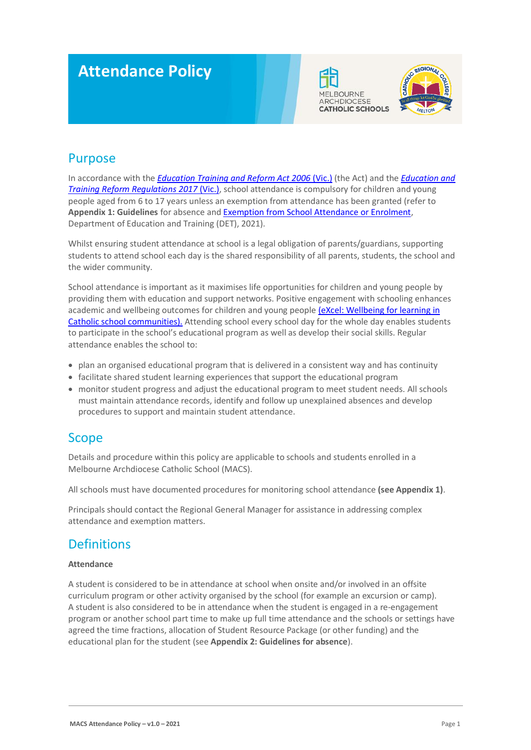# Attendance Policy

## Purpose

In accordance with the *Education Training and Reform Act 2006* (Vic.) (the Act) and the *Education and Training Reform Regulations 2017* (Vic.), school attendance is compulsory for children and young people aged from 6 to 17 years unless an exemption from attendance has been granted (refer to **Appendix 1: Guidelines** for absence and Exemption from School Attendance or Enrolment, Department of Education and Training (DET), 2021).

Whilst ensuring student attendance at school is a legal obligation of parents/guardians, supporting students to attend school each day is the shared responsibility of all parents, students, the school and the wider community.

School attendance is important as it maximises life opportunities for children and young people by providing them with education and support networks. Positive engagement with schooling enhances academic and wellbeing outcomes for children and young people (eXcel: Wellbeing for learning in Catholic school communities). Attending school every school day for the whole day enables students to participate in the school's educational program as well as develop their social skills. Regular attendance enables the school to:

- plan an organised educational program that is delivered in a consistent way and has continuity
- facilitate shared student learning experiences that support the educational program
- monitor student progress and adjust the educational program to meet student needs. All schools must maintain attendance records, identify and follow up unexplained absences and develop procedures to support and maintain student attendance.

## Scope

Details and procedure within this policy are applicable to schools and students enrolled in a Melbourne Archdiocese Catholic School (MACS).

All schools must have documented procedures for monitoring school attendance **(see Appendix 1)**.

Principals should contact the Regional General Manager for assistance in addressing complex attendance and exemption matters.

## Definitions

**Attendance**

A student is considered to be in attendance at school when onsite and/or involved in an offsite curriculum program or other activity organised by the school (for example an excursion or camp). A student is also considered to be in attendance when the student is engaged in a re-engagement program or another school part time to make up full time attendance and the schools or settings have agreed the time fractions, allocation of Student Resource Package (or other funding) and the educational plan for the student (see **Appendix 2: Guidelines for absence**).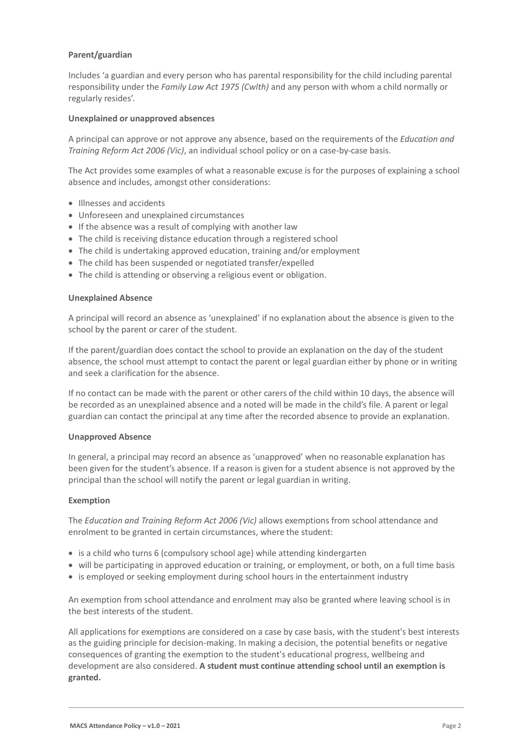**Parent/guardian**

Includes 'a guardian and every person who has parental responsibility for the child including parental responsibility under the *Family Law Act 1975 (Cwlth)* and any person with whom a child normally or regularly resides'.

**Unexplained or unapproved absences**

A principal can approve or not approve any absence, based on the requirements of the *Education and Training Reform Act 2006 (Vic)*, an individual school policy or on a case-by-case basis.

The Act provides some examples of what a reasonable excuse is for the purposes of explaining a school absence and includes, amongst other considerations:

- Illnesses and accidents
- Unforeseen and unexplained circumstances
- If the absence was a result of complying with another law
- The child is receiving distance education through a registered school
- The child is undertaking approved education, training and/or employment
- The child has been suspended or negotiated transfer/expelled
- The child is attending or observing a religious event or obligation.

**Unexplained Absence**

A principal will record an absence as 'unexplained' if no explanation about the absence is given to the school by the parent or carer of the student.

If the parent/guardian does contact the school to provide an explanation on the day of the student absence, the school must attempt to contact the parent or legal guardian either by phone or in writing and seek a clarification for the absence.

If no contact can be made with the parent or other carers of the child within 10 days, the absence will be recorded as an unexplained absence and a noted will be made in the child's file. A parent or legal guardian can contact the principal at any time after the recorded absence to provide an explanation.

**Unapproved Absence**

In general, a principal may record an absence as 'unapproved' when no reasonable explanation has been given for the student's absence. If a reason is given for a student absence is not approved by the principal than the school will notify the parent or legal guardian in writing.

**Exemption**

The *Education and Training Reform Act 2006 (Vic)* allows exemptions from school attendance and enrolment to be granted in certain circumstances, where the student:

- is a child who turns 6 (compulsory school age) while attending kindergarten
- will be participating in approved education or training, or employment, or both, on a full time basis
- is employed or seeking employment during school hours in the entertainment industry

An exemption from school attendance and enrolment may also be granted where leaving school is in the best interests of the student.

All applications for exemptions are considered on a case by case basis, with the student's best interests as the guiding principle for decision-making. In making a decision, the potential benefits or negative consequences of granting the exemption to the student's educational progress, wellbeing and development are also considered. **A student must continue attending school until an exemption is granted.**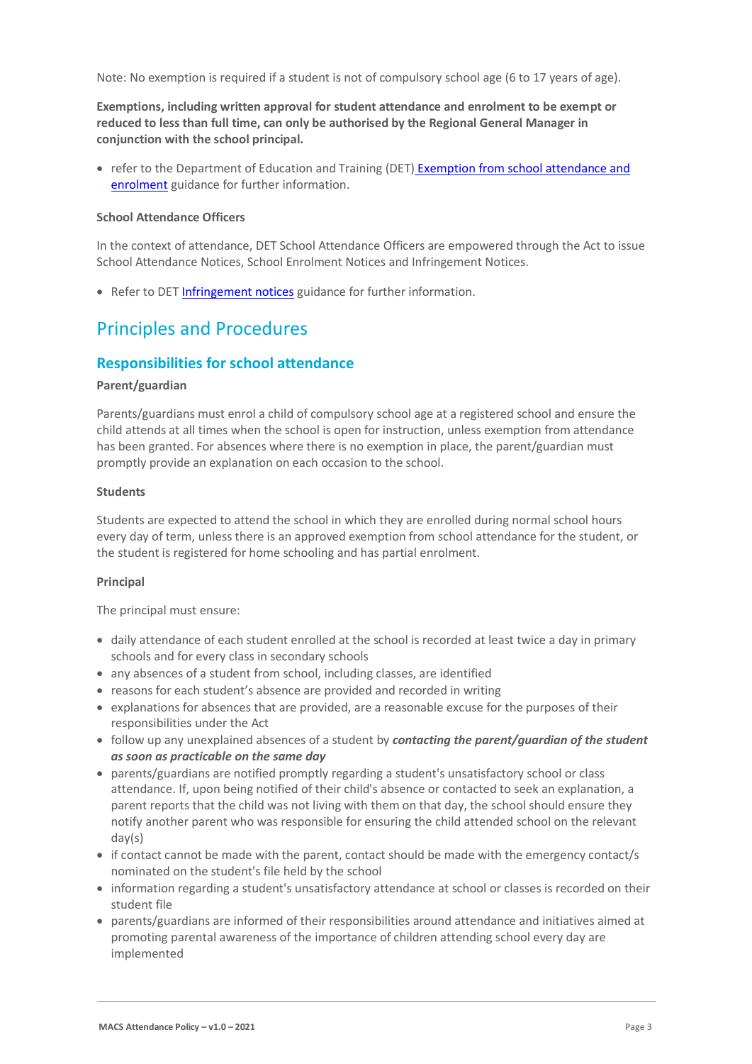Note: No exemption is required if a student is not of compulsory school age (6 to 17 years of age).

**Exemptions, including written approval for student attendance and enrolment to be exempt or reduced to less than full time, can only be authorised by the Regional General Manager in conjunction with the school principal.**

- refer to the Department of Education and Training (DET) Exemption from school attendance and enrolment guidance for further information.

#### School Attendance Officers

In the context of attendance, DET School Attendance Officers are empowered through the Act to issue School Attendance Notices, School Enrolment Notices and Infringement Notices.

- Refer to DET Infringement notices guidance for further information.

## Principles and Procedures

### Responsibilities for school attendance

#### Parent/guardian

Parents/guardians must enrol a child of compulsory school age at a registered school and ensure the child attends at all times when the school is open for instruction, unless exemption from attendance has been granted. For absences where there is no exemption in place, the parent/guardian must promptly provide an explanation on each occasion to the school.

#### Students

Students are expected to attend the school in which they are enrolled during normal school hours every day of term, unless there is an approved exemption from school attendance for the student, or the student is registered for home schooling and has partial enrolment.

#### Principal

The principal must ensure:

- daily attendance of each student enrolled at the school is recorded at least twice a day in primary schools and for every class in secondary schools
- any absences of a student from school, including classes, are identified
- reasons for each student's absence are provided and recorded in writing
- explanations for absences that are provided, are a reasonable excuse for the purposes of their responsibilities under the Act
- follow up any unexplained absences of a student by ***contacting the parent/guardian of the student as soon as practicable on the same day***
- parents/guardians are notified promptly regarding a student's unsatisfactory school or class attendance. If, upon being notified of their child's absence or contacted to seek an explanation, a parent reports that the child was not living with them on that day, the school should ensure they notify another parent who was responsible for ensuring the child attended school on the relevant day(s)
- if contact cannot be made with the parent, contact should be made with the emergency contact/s nominated on the student's file held by the school
- information regarding a student's unsatisfactory attendance at school or classes is recorded on their student file
- parents/guardians are informed of their responsibilities around attendance and initiatives aimed at promoting parental awareness of the importance of children attending school every day are implemented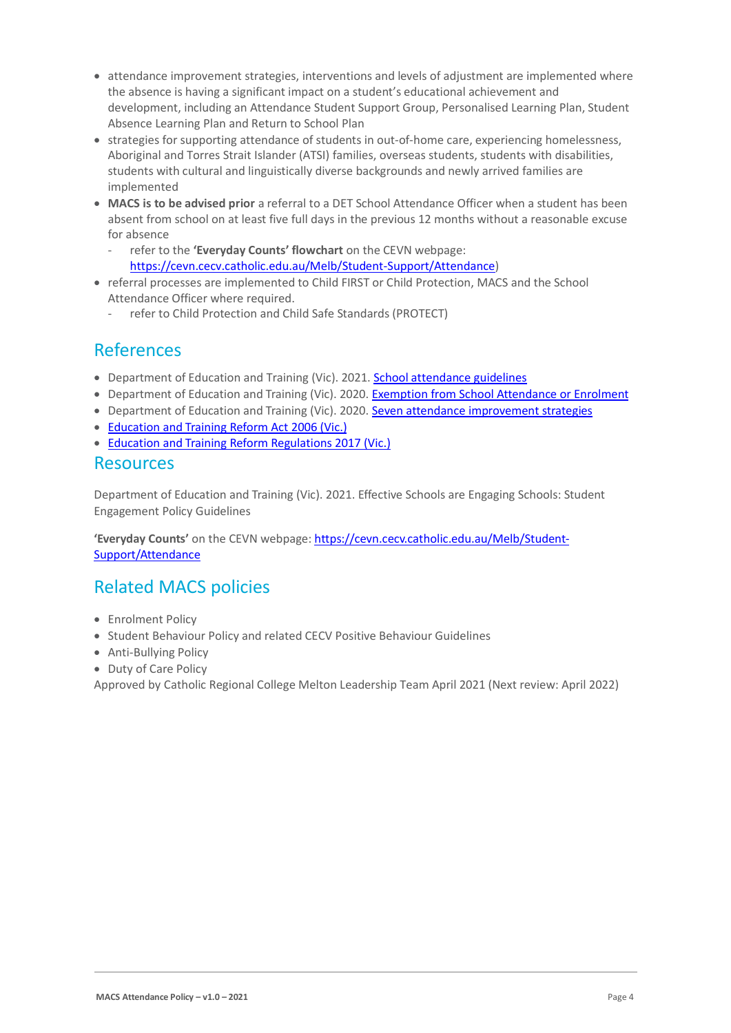- attendance improvement strategies, interventions and levels of adjustment are implemented where the absence is having a significant impact on a student's educational achievement and development, including an Attendance Student Support Group, Personalised Learning Plan, Student Absence Learning Plan and Return to School Plan
- strategies for supporting attendance of students in out-of-home care, experiencing homelessness, Aboriginal and Torres Strait Islander (ATSI) families, overseas students, students with disabilities, students with cultural and linguistically diverse backgrounds and newly arrived families are implemented
- **MACS is to be advised prior** a referral to a DET School Attendance Officer when a student has been absent from school on at least five full days in the previous 12 months without a reasonable excuse for absence
  - refer to the **'Everyday Counts' flowchart** on the CEVN webpage: https://cevn.cecv.catholic.edu.au/Melb/Student-Support/Attendance)
- referral processes are implemented to Child FIRST or Child Protection, MACS and the School Attendance Officer where required.
  - refer to Child Protection and Child Safe Standards (PROTECT)

## References

- Department of Education and Training (Vic). 2021. School attendance guidelines
- Department of Education and Training (Vic). 2020. Exemption from School Attendance or Enrolment
- Department of Education and Training (Vic). 2020. Seven attendance improvement strategies
- Education and Training Reform Act 2006 (Vic.)
- Education and Training Reform Regulations 2017 (Vic.)

## Resources

Department of Education and Training (Vic). 2021. Effective Schools are Engaging Schools: Student Engagement Policy Guidelines

**'Everyday Counts'** on the CEVN webpage: https://cevn.cecv.catholic.edu.au/Melb/Student-Support/Attendance

## Related MACS policies

- Enrolment Policy
- Student Behaviour Policy and related CECV Positive Behaviour Guidelines
- Anti-Bullying Policy
- Duty of Care Policy

Approved by Catholic Regional College Melton Leadership Team April 2021 (Next review: April 2022)